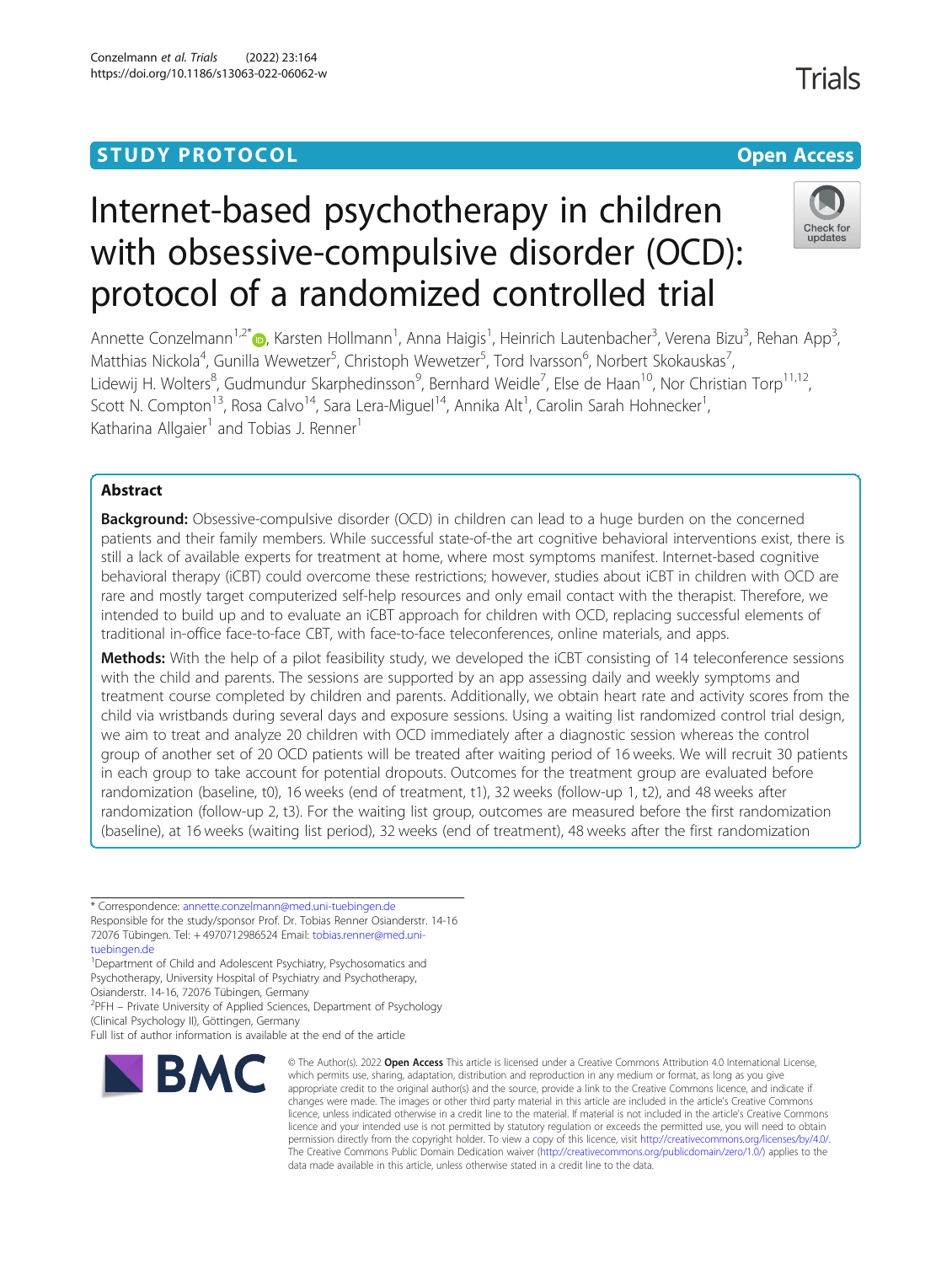STUDY PROTOCOL

Open Access

# Internet-based psychotherapy in children with obsessive-compulsive disorder (OCD): protocol of a randomized controlled trial

Annette Conzelmann[1,2*], Karsten Hollmann[1], Anna Haigis[1], Heinrich Lautenbacher[3], Verena Bizu[3], Rehan App[3], Matthias Nickola[4], Gunilla Wewetzer[5], Christoph Wewetzer[5], Tord Ivarsson[6], Norbert Skokauskas[7], Lidewij H. Wolters[8], Gudmundur Skarphedinsson[9], Bernhard Weidle[7], Else de Haan[10], Nor Christian Torp[11,12], Scott N. Compton[13], Rosa Calvo[14], Sara Lera-Miguel[14], Annika Alt[1], Carolin Sarah Hohnecker[1], Katharina Allgaier[1] and Tobias J. Renner[1]

## Abstract

**Background:** Obsessive-compulsive disorder (OCD) in children can lead to a huge burden on the concerned patients and their family members. While successful state-of-the art cognitive behavioral interventions exist, there is still a lack of available experts for treatment at home, where most symptoms manifest. Internet-based cognitive behavioral therapy (iCBT) could overcome these restrictions; however, studies about iCBT in children with OCD are rare and mostly target computerized self-help resources and only email contact with the therapist. Therefore, we intended to build up and to evaluate an iCBT approach for children with OCD, replacing successful elements of traditional in-office face-to-face CBT, with face-to-face teleconferences, online materials, and apps.

**Methods:** With the help of a pilot feasibility study, we developed the iCBT consisting of 14 teleconference sessions with the child and parents. The sessions are supported by an app assessing daily and weekly symptoms and treatment course completed by children and parents. Additionally, we obtain heart rate and activity scores from the child via wristbands during several days and exposure sessions. Using a waiting list randomized control trial design, we aim to treat and analyze 20 children with OCD immediately after a diagnostic session whereas the control group of another set of 20 OCD patients will be treated after waiting period of 16 weeks. We will recruit 30 patients in each group to take account for potential dropouts. Outcomes for the treatment group are evaluated before randomization (baseline, t0), 16 weeks (end of treatment, t1), 32 weeks (follow-up 1, t2), and 48 weeks after randomization (follow-up 2, t3). For the waiting list group, outcomes are measured before the first randomization (baseline), at 16 weeks (waiting list period), 32 weeks (end of treatment), 48 weeks after the first randomization

---

* Correspondence: annette.conzelmann@med.uni-tuebingen.de

Responsible for the study/sponsor Prof. Dr. Tobias Renner Osianderstr. 14-16 72076 Tübingen. Tel: + 4970712986524 Email: tobias.renner@med.uni-tuebingen.de

[1]Department of Child and Adolescent Psychiatry, Psychosomatics and Psychotherapy, University Hospital of Psychiatry and Psychotherapy, Osianderstr. 14-16, 72076 Tübingen, Germany

[2]PFH – Private University of Applied Sciences, Department of Psychology (Clinical Psychology II), Göttingen, Germany

Full list of author information is available at the end of the article

© The Author(s). 2022 **Open Access** This article is licensed under a Creative Commons Attribution 4.0 International License, which permits use, sharing, adaptation, distribution and reproduction in any medium or format, as long as you give appropriate credit to the original author(s) and the source, provide a link to the Creative Commons licence, and indicate if changes were made. The images or other third party material in this article are included in the article's Creative Commons licence, unless indicated otherwise in a credit line to the material. If material is not included in the article's Creative Commons licence and your intended use is not permitted by statutory regulation or exceeds the permitted use, you will need to obtain permission directly from the copyright holder. To view a copy of this licence, visit http://creativecommons.org/licenses/by/4.0/. The Creative Commons Public Domain Dedication waiver (http://creativecommons.org/publicdomain/zero/1.0/) applies to the data made available in this article, unless otherwise stated in a credit line to the data.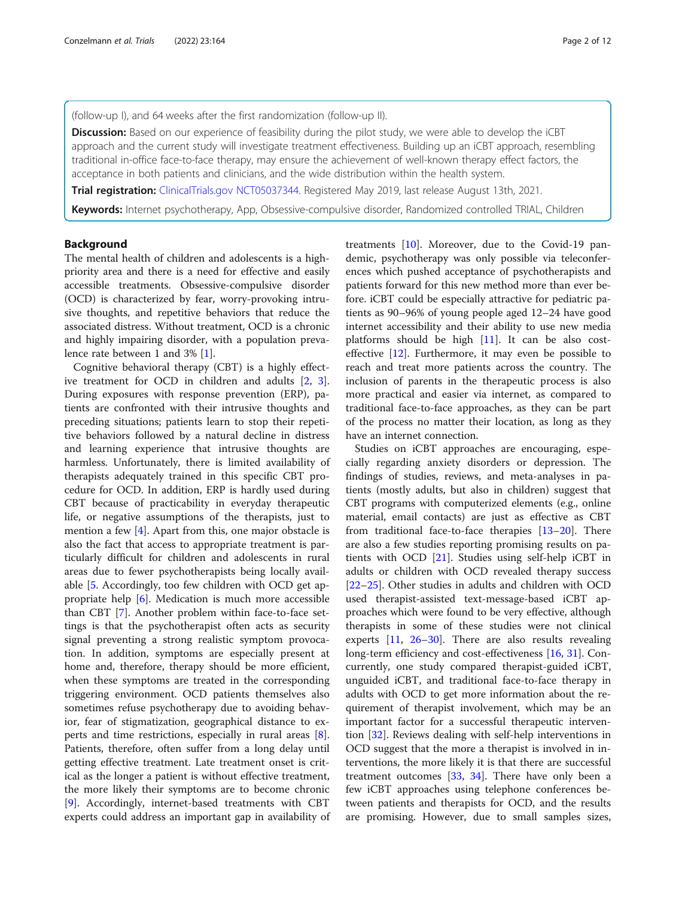(follow-up I), and 64 weeks after the first randomization (follow-up II).

**Discussion:** Based on our experience of feasibility during the pilot study, we were able to develop the iCBT approach and the current study will investigate treatment effectiveness. Building up an iCBT approach, resembling traditional in-office face-to-face therapy, may ensure the achievement of well-known therapy effect factors, the acceptance in both patients and clinicians, and the wide distribution within the health system.

**Trial registration:** ClinicalTrials.gov NCT05037344. Registered May 2019, last release August 13th, 2021.

**Keywords:** Internet psychotherapy, App, Obsessive-compulsive disorder, Randomized controlled TRIAL, Children

## Background

The mental health of children and adolescents is a high-priority area and there is a need for effective and easily accessible treatments. Obsessive-compulsive disorder (OCD) is characterized by fear, worry-provoking intrusive thoughts, and repetitive behaviors that reduce the associated distress. Without treatment, OCD is a chronic and highly impairing disorder, with a population prevalence rate between 1 and 3% [1].

Cognitive behavioral therapy (CBT) is a highly effective treatment for OCD in children and adults [2, 3]. During exposures with response prevention (ERP), patients are confronted with their intrusive thoughts and preceding situations; patients learn to stop their repetitive behaviors followed by a natural decline in distress and learning experience that intrusive thoughts are harmless. Unfortunately, there is limited availability of therapists adequately trained in this specific CBT procedure for OCD. In addition, ERP is hardly used during CBT because of practicability in everyday therapeutic life, or negative assumptions of the therapists, just to mention a few [4]. Apart from this, one major obstacle is also the fact that access to appropriate treatment is particularly difficult for children and adolescents in rural areas due to fewer psychotherapists being locally available [5. Accordingly, too few children with OCD get appropriate help [6]. Medication is much more accessible than CBT [7]. Another problem within face-to-face settings is that the psychotherapist often acts as security signal preventing a strong realistic symptom provocation. In addition, symptoms are especially present at home and, therefore, therapy should be more efficient, when these symptoms are treated in the corresponding triggering environment. OCD patients themselves also sometimes refuse psychotherapy due to avoiding behavior, fear of stigmatization, geographical distance to experts and time restrictions, especially in rural areas [8]. Patients, therefore, often suffer from a long delay until getting effective treatment. Late treatment onset is critical as the longer a patient is without effective treatment, the more likely their symptoms are to become chronic [9]. Accordingly, internet-based treatments with CBT experts could address an important gap in availability of treatments [10]. Moreover, due to the Covid-19 pandemic, psychotherapy was only possible via teleconferences which pushed acceptance of psychotherapists and patients forward for this new method more than ever before. iCBT could be especially attractive for pediatric patients as 90–96% of young people aged 12–24 have good internet accessibility and their ability to use new media platforms should be high [11]. It can be also cost-effective [12]. Furthermore, it may even be possible to reach and treat more patients across the country. The inclusion of parents in the therapeutic process is also more practical and easier via internet, as compared to traditional face-to-face approaches, as they can be part of the process no matter their location, as long as they have an internet connection.

Studies on iCBT approaches are encouraging, especially regarding anxiety disorders or depression. The findings of studies, reviews, and meta-analyses in patients (mostly adults, but also in children) suggest that CBT programs with computerized elements (e.g., online material, email contacts) are just as effective as CBT from traditional face-to-face therapies [13–20]. There are also a few studies reporting promising results on patients with OCD [21]. Studies using self-help iCBT in adults or children with OCD revealed therapy success [22–25]. Other studies in adults and children with OCD used therapist-assisted text-message-based iCBT approaches which were found to be very effective, although therapists in some of these studies were not clinical experts [11, 26–30]. There are also results revealing long-term efficiency and cost-effectiveness [16, 31]. Concurrently, one study compared therapist-guided iCBT, unguided iCBT, and traditional face-to-face therapy in adults with OCD to get more information about the requirement of therapist involvement, which may be an important factor for a successful therapeutic intervention [32]. Reviews dealing with self-help interventions in OCD suggest that the more a therapist is involved in interventions, the more likely it is that there are successful treatment outcomes [33, 34]. There have only been a few iCBT approaches using telephone conferences between patients and therapists for OCD, and the results are promising. However, due to small samples sizes,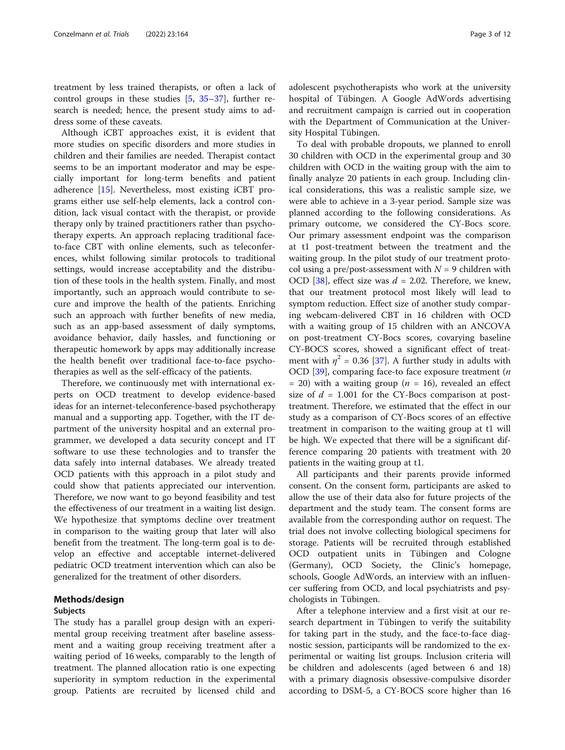treatment by less trained therapists, or often a lack of control groups in these studies [5, 35–37], further research is needed; hence, the present study aims to address some of these caveats.

Although iCBT approaches exist, it is evident that more studies on specific disorders and more studies in children and their families are needed. Therapist contact seems to be an important moderator and may be especially important for long-term benefits and patient adherence [15]. Nevertheless, most existing iCBT programs either use self-help elements, lack a control condition, lack visual contact with the therapist, or provide therapy only by trained practitioners rather than psychotherapy experts. An approach replacing traditional face-to-face CBT with online elements, such as teleconferences, whilst following similar protocols to traditional settings, would increase acceptability and the distribution of these tools in the health system. Finally, and most importantly, such an approach would contribute to secure and improve the health of the patients. Enriching such an approach with further benefits of new media, such as an app-based assessment of daily symptoms, avoidance behavior, daily hassles, and functioning or therapeutic homework by apps may additionally increase the health benefit over traditional face-to-face psychotherapies as well as the self-efficacy of the patients.

Therefore, we continuously met with international experts on OCD treatment to develop evidence-based ideas for an internet-teleconference-based psychotherapy manual and a supporting app. Together, with the IT department of the university hospital and an external programmer, we developed a data security concept and IT software to use these technologies and to transfer the data safely into internal databases. We already treated OCD patients with this approach in a pilot study and could show that patients appreciated our intervention. Therefore, we now want to go beyond feasibility and test the effectiveness of our treatment in a waiting list design. We hypothesize that symptoms decline over treatment in comparison to the waiting group that later will also benefit from the treatment. The long-term goal is to develop an effective and acceptable internet-delivered pediatric OCD treatment intervention which can also be generalized for the treatment of other disorders.

## Methods/design

### Subjects

The study has a parallel group design with an experimental group receiving treatment after baseline assessment and a waiting group receiving treatment after a waiting period of 16 weeks, comparably to the length of treatment. The planned allocation ratio is one expecting superiority in symptom reduction in the experimental group. Patients are recruited by licensed child and adolescent psychotherapists who work at the university hospital of Tübingen. A Google AdWords advertising and recruitment campaign is carried out in cooperation with the Department of Communication at the University Hospital Tübingen.

To deal with probable dropouts, we planned to enroll 30 children with OCD in the experimental group and 30 children with OCD in the waiting group with the aim to finally analyze 20 patients in each group. Including clinical considerations, this was a realistic sample size, we were able to achieve in a 3-year period. Sample size was planned according to the following considerations. As primary outcome, we considered the CY-Bocs score. Our primary assessment endpoint was the comparison at t1 post-treatment between the treatment and the waiting group. In the pilot study of our treatment protocol using a pre/post-assessment with $N = 9$ children with OCD [38], effect size was $d = 2.02$. Therefore, we knew, that our treatment protocol most likely will lead to symptom reduction. Effect size of another study comparing webcam-delivered CBT in 16 children with OCD with a waiting group of 15 children with an ANCOVA on post-treatment CY-Bocs scores, covarying baseline CY-BOCS scores, showed a significant effect of treatment with $\eta^2 = 0.36$ [37]. A further study in adults with OCD [39], comparing face-to face exposure treatment ($n = 20$) with a waiting group ($n = 16$), revealed an effect size of $d = 1.001$ for the CY-Bocs comparison at post-treatment. Therefore, we estimated that the effect in our study as a comparison of CY-Bocs scores of an effective treatment in comparison to the waiting group at t1 will be high. We expected that there will be a significant difference comparing 20 patients with treatment with 20 patients in the waiting group at t1.

All participants and their parents provide informed consent. On the consent form, participants are asked to allow the use of their data also for future projects of the department and the study team. The consent forms are available from the corresponding author on request. The trial does not involve collecting biological specimens for storage. Patients will be recruited through established OCD outpatient units in Tübingen and Cologne (Germany), OCD Society, the Clinic's homepage, schools, Google AdWords, an interview with an influencer suffering from OCD, and local psychiatrists and psychologists in Tübingen.

After a telephone interview and a first visit at our research department in Tübingen to verify the suitability for taking part in the study, and the face-to-face diagnostic session, participants will be randomized to the experimental or waiting list groups. Inclusion criteria will be children and adolescents (aged between 6 and 18) with a primary diagnosis obsessive-compulsive disorder according to DSM-5, a CY-BOCS score higher than 16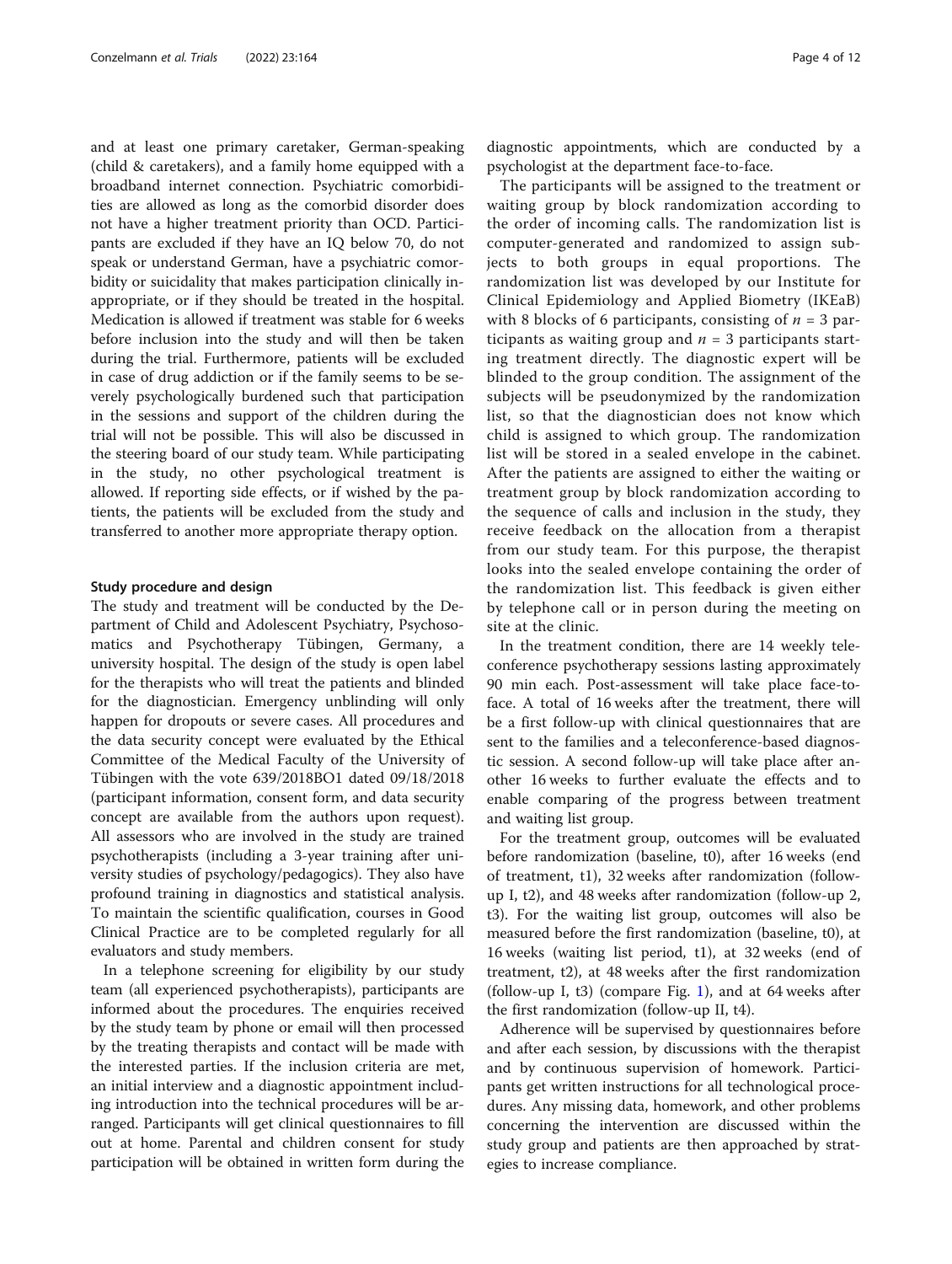and at least one primary caretaker, German-speaking (child & caretakers), and a family home equipped with a broadband internet connection. Psychiatric comorbidities are allowed as long as the comorbid disorder does not have a higher treatment priority than OCD. Participants are excluded if they have an IQ below 70, do not speak or understand German, have a psychiatric comorbidity or suicidality that makes participation clinically inappropriate, or if they should be treated in the hospital. Medication is allowed if treatment was stable for 6 weeks before inclusion into the study and will then be taken during the trial. Furthermore, patients will be excluded in case of drug addiction or if the family seems to be severely psychologically burdened such that participation in the sessions and support of the children during the trial will not be possible. This will also be discussed in the steering board of our study team. While participating in the study, no other psychological treatment is allowed. If reporting side effects, or if wished by the patients, the patients will be excluded from the study and transferred to another more appropriate therapy option.

### Study procedure and design

The study and treatment will be conducted by the Department of Child and Adolescent Psychiatry, Psychosomatics and Psychotherapy Tübingen, Germany, a university hospital. The design of the study is open label for the therapists who will treat the patients and blinded for the diagnostician. Emergency unblinding will only happen for dropouts or severe cases. All procedures and the data security concept were evaluated by the Ethical Committee of the Medical Faculty of the University of Tübingen with the vote 639/2018BO1 dated 09/18/2018 (participant information, consent form, and data security concept are available from the authors upon request). All assessors who are involved in the study are trained psychotherapists (including a 3-year training after university studies of psychology/pedagogics). They also have profound training in diagnostics and statistical analysis. To maintain the scientific qualification, courses in Good Clinical Practice are to be completed regularly for all evaluators and study members.

In a telephone screening for eligibility by our study team (all experienced psychotherapists), participants are informed about the procedures. The enquiries received by the study team by phone or email will then processed by the treating therapists and contact will be made with the interested parties. If the inclusion criteria are met, an initial interview and a diagnostic appointment including introduction into the technical procedures will be arranged. Participants will get clinical questionnaires to fill out at home. Parental and children consent for study participation will be obtained in written form during the diagnostic appointments, which are conducted by a psychologist at the department face-to-face.

The participants will be assigned to the treatment or waiting group by block randomization according to the order of incoming calls. The randomization list is computer-generated and randomized to assign subjects to both groups in equal proportions. The randomization list was developed by our Institute for Clinical Epidemiology and Applied Biometry (IKEaB) with 8 blocks of 6 participants, consisting of $n = 3$ participants as waiting group and $n = 3$ participants starting treatment directly. The diagnostic expert will be blinded to the group condition. The assignment of the subjects will be pseudonymized by the randomization list, so that the diagnostician does not know which child is assigned to which group. The randomization list will be stored in a sealed envelope in the cabinet. After the patients are assigned to either the waiting or treatment group by block randomization according to the sequence of calls and inclusion in the study, they receive feedback on the allocation from a therapist from our study team. For this purpose, the therapist looks into the sealed envelope containing the order of the randomization list. This feedback is given either by telephone call or in person during the meeting on site at the clinic.

In the treatment condition, there are 14 weekly teleconference psychotherapy sessions lasting approximately 90 min each. Post-assessment will take place face-to-face. A total of 16 weeks after the treatment, there will be a first follow-up with clinical questionnaires that are sent to the families and a teleconference-based diagnostic session. A second follow-up will take place after another 16 weeks to further evaluate the effects and to enable comparing of the progress between treatment and waiting list group.

For the treatment group, outcomes will be evaluated before randomization (baseline, t0), after 16 weeks (end of treatment, t1), 32 weeks after randomization (follow-up I, t2), and 48 weeks after randomization (follow-up 2, t3). For the waiting list group, outcomes will also be measured before the first randomization (baseline, t0), at 16 weeks (waiting list period, t1), at 32 weeks (end of treatment, t2), at 48 weeks after the first randomization (follow-up I, t3) (compare Fig. 1), and at 64 weeks after the first randomization (follow-up II, t4).

Adherence will be supervised by questionnaires before and after each session, by discussions with the therapist and by continuous supervision of homework. Participants get written instructions for all technological procedures. Any missing data, homework, and other problems concerning the intervention are discussed within the study group and patients are then approached by strategies to increase compliance.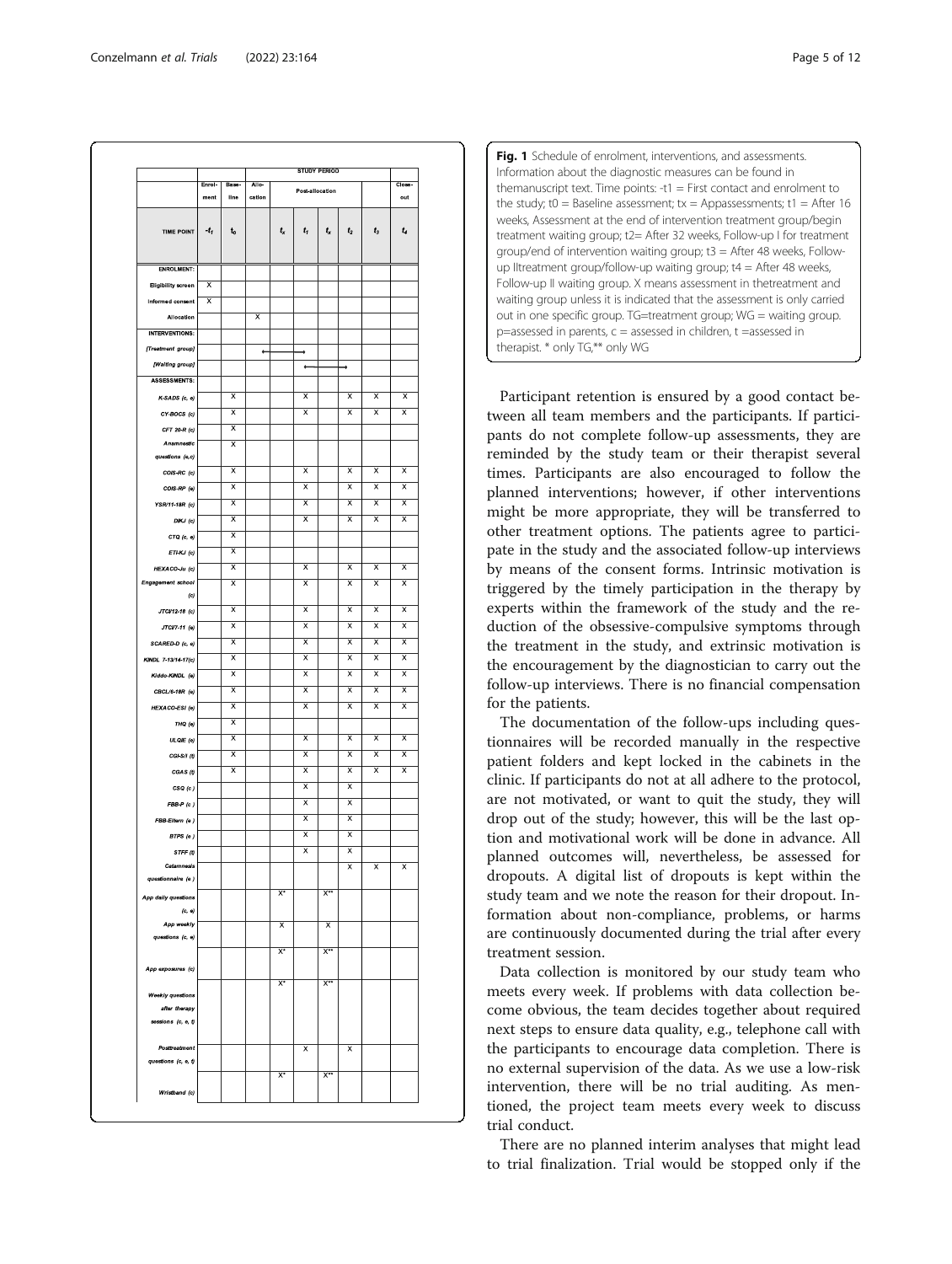| | STUDY PERIOD | | | | | | | | |
|---|---|---|---|---|---|---|---|---|---|
| | Enrolment | Baseline | Allocation | Post-allocation | | | | | Close-out |
| TIME POINT | $-t_1$ | $t_0$ | | $t_x$ | $t_1$ | $t_x$ | $t_2$ | $t_3$ | $t_4$ |
| ENROLMENT: | | | | | | | | | |
| Eligibility screen | X | | | | | | | | |
| Informed consent | X | | | | | | | | |
| Allocation | | | X | | | | | | |
| INTERVENTIONS: | | | | | | | | | |
| [Treatment group] | | | ←――― | ――――→ | | | | | |
| [Waiting group] | | | | | ←――― | ――――→ | | | |
| ASSESSMENTS: | | | | | | | | | |
| K-SADS (c, e) | | X | | | X | | X | X | X |
| CY-BOCS (c) | | X | | | X | | X | X | X |
| CFT 20-R (c) | | X | | | | | | | |
| Anamnestic questions (e,c) | | X | | | | | | | |
| COIS-RC (c) | | X | | | X | | X | X | X |
| COIS-RP (e) | | X | | | X | | X | X | X |
| YSR/11-18R (c) | | X | | | X | | X | X | X |
| DIKJ (c) | | X | | | X | | X | X | X |
| CTQ (c, e) | | X | | | | | | | |
| ETI-KJ (c) | | X | | | | | | | |
| HEXACO-Ju (c) | | X | | | X | | X | X | X |
| Engagement school (c) | | X | | | X | | X | X | X |
| JTCI/12-18 (c) | | X | | | X | | X | X | X |
| JTCI/7-11 (e) | | X | | | X | | X | X | X |
| SCARED-D (c, e) | | X | | | X | | X | X | X |
| KINDL 7-13/14-17(c) | | X | | | X | | X | X | X |
| Kiddo-KINDL (e) | | X | | | X | | X | X | X |
| CBCL/6-18R (e) | | X | | | X | | X | X | X |
| HEXACO-ESI (e) | | X | | | X | | X | X | X |
| THQ (e) | | X | | | | | | | |
| ULQIE (e) | | X | | | X | | X | X | X |
| CGI-S/I (t) | | X | | | X | | X | X | X |
| CGAS (t) | | X | | | X | | X | X | X |
| CSQ (c) | | | | | X | | X | | |
| FBB-P (c) | | | | | X | | X | | |
| FBB-Eltern (e) | | | | | X | | X | | |
| BTPS (e) | | | | | X | | X | | |
| STFF (t) | | | | | X | | X | | |
| Catamnesis questionnaire (e) | | | | | | | X | X | X |
| App daily questions (c, e) | | | | X* | | X** | | | |
| App weekly questions (c, e) | | | | X | | X | | | |
| App exposures (c) | | | | X* | | X** | | | |
| Weekly questions after therapy sessions (c, e, t) | | | | X* | | X** | | | |
| Posttreatment questions (c, e, t) | | | | | X | | X | | |
| Wristband (c) | | | | X* | | X** | | | |

**Fig. 1** Schedule of enrolment, interventions, and assessments. Information about the diagnostic measures can be found in themanuscript text. Time points: -t1 = First contact and enrolment to the study; t0 = Baseline assessment; tx = Appassessments; t1 = After 16 weeks, Assessment at the end of intervention treatment group/begin treatment waiting group; t2= After 32 weeks, Follow-up I for treatment group/end of intervention waiting group; t3 = After 48 weeks, Follow-up IItreatment group/follow-up waiting group; t4 = After 48 weeks, Follow-up II waiting group. X means assessment in thetreatment and waiting group unless it is indicated that the assessment is only carried out in one specific group. TG=treatment group; WG = waiting group. p=assessed in parents, c = assessed in children, t =assessed in therapist. * only TG,** only WG

Participant retention is ensured by a good contact between all team members and the participants. If participants do not complete follow-up assessments, they are reminded by the study team or their therapist several times. Participants are also encouraged to follow the planned interventions; however, if other interventions might be more appropriate, they will be transferred to other treatment options. The patients agree to participate in the study and the associated follow-up interviews by means of the consent forms. Intrinsic motivation is triggered by the timely participation in the therapy by experts within the framework of the study and the reduction of the obsessive-compulsive symptoms through the treatment in the study, and extrinsic motivation is the encouragement by the diagnostician to carry out the follow-up interviews. There is no financial compensation for the patients.

The documentation of the follow-ups including questionnaires will be recorded manually in the respective patient folders and kept locked in the cabinets in the clinic. If participants do not at all adhere to the protocol, are not motivated, or want to quit the study, they will drop out of the study; however, this will be the last option and motivational work will be done in advance. All planned outcomes will, nevertheless, be assessed for dropouts. A digital list of dropouts is kept within the study team and we note the reason for their dropout. Information about non-compliance, problems, or harms are continuously documented during the trial after every treatment session.

Data collection is monitored by our study team who meets every week. If problems with data collection become obvious, the team decides together about required next steps to ensure data quality, e.g., telephone call with the participants to encourage data completion. There is no external supervision of the data. As we use a low-risk intervention, there will be no trial auditing. As mentioned, the project team meets every week to discuss trial conduct.

There are no planned interim analyses that might lead to trial finalization. Trial would be stopped only if the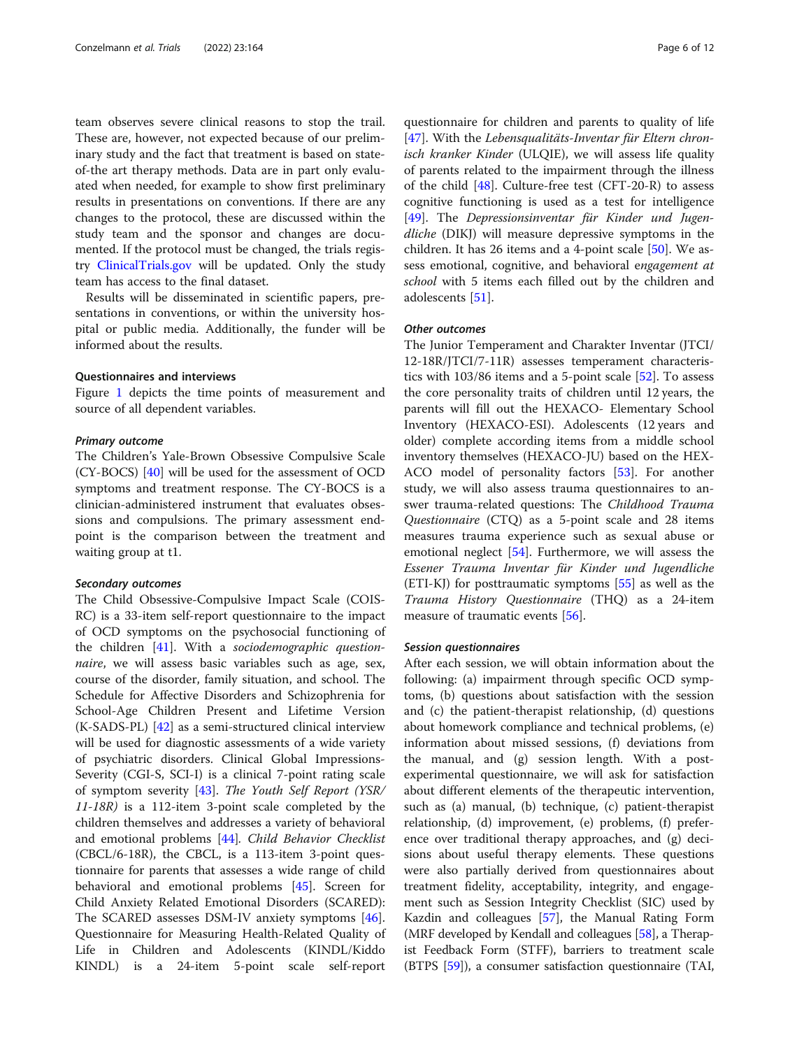team observes severe clinical reasons to stop the trail. These are, however, not expected because of our preliminary study and the fact that treatment is based on state-of-the art therapy methods. Data are in part only evaluated when needed, for example to show first preliminary results in presentations on conventions. If there are any changes to the protocol, these are discussed within the study team and the sponsor and changes are documented. If the protocol must be changed, the trials registry ClinicalTrials.gov will be updated. Only the study team has access to the final dataset.

Results will be disseminated in scientific papers, presentations in conventions, or within the university hospital or public media. Additionally, the funder will be informed about the results.

### Questionnaires and interviews

Figure 1 depicts the time points of measurement and source of all dependent variables.

#### *Primary outcome*

The Children's Yale-Brown Obsessive Compulsive Scale (CY-BOCS) [40] will be used for the assessment of OCD symptoms and treatment response. The CY-BOCS is a clinician-administered instrument that evaluates obsessions and compulsions. The primary assessment endpoint is the comparison between the treatment and waiting group at t1.

#### *Secondary outcomes*

The Child Obsessive-Compulsive Impact Scale (COIS-RC) is a 33-item self-report questionnaire to the impact of OCD symptoms on the psychosocial functioning of the children [41]. With a *sociodemographic questionnaire*, we will assess basic variables such as age, sex, course of the disorder, family situation, and school. The Schedule for Affective Disorders and Schizophrenia for School-Age Children Present and Lifetime Version (K-SADS-PL) [42] as a semi-structured clinical interview will be used for diagnostic assessments of a wide variety of psychiatric disorders. Clinical Global Impressions-Severity (CGI-S, SCI-I) is a clinical 7-point rating scale of symptom severity [43]. *The Youth Self Report (YSR/11-18R)* is a 112-item 3-point scale completed by the children themselves and addresses a variety of behavioral and emotional problems [44]. *Child Behavior Checklist* (CBCL/6-18R), the CBCL, is a 113-item 3-point questionnaire for parents that assesses a wide range of child behavioral and emotional problems [45]. Screen for Child Anxiety Related Emotional Disorders (SCARED): The SCARED assesses DSM-IV anxiety symptoms [46]. Questionnaire for Measuring Health-Related Quality of Life in Children and Adolescents (KINDL/Kiddo KINDL) is a 24-item 5-point scale self-report questionnaire for children and parents to quality of life [47]. With the *Lebensqualitäts-Inventar für Eltern chronisch kranker Kinder* (ULQIE), we will assess life quality of parents related to the impairment through the illness of the child [48]. Culture-free test (CFT-20-R) to assess cognitive functioning is used as a test for intelligence [49]. The *Depressionsinventar für Kinder und Jugendliche* (DIKJ) will measure depressive symptoms in the children. It has 26 items and a 4-point scale [50]. We assess emotional, cognitive, and behavioral e*ngagement at school* with 5 items each filled out by the children and adolescents [51].

#### *Other outcomes*

The Junior Temperament and Charakter Inventar (JTCI/12-18R/JTCI/7-11R) assesses temperament characteristics with 103/86 items and a 5-point scale [52]. To assess the core personality traits of children until 12 years, the parents will fill out the HEXACO- Elementary School Inventory (HEXACO-ESI). Adolescents (12 years and older) complete according items from a middle school inventory themselves (HEXACO-JU) based on the HEXACO model of personality factors [53]. For another study, we will also assess trauma questionnaires to answer trauma-related questions: The *Childhood Trauma Questionnaire* (CTQ) as a 5-point scale and 28 items measures trauma experience such as sexual abuse or emotional neglect [54]. Furthermore, we will assess the *Essener Trauma Inventar für Kinder und Jugendliche* (ETI-KJ) for posttraumatic symptoms [55] as well as the *Trauma History Questionnaire* (THQ) as a 24-item measure of traumatic events [56].

#### *Session questionnaires*

After each session, we will obtain information about the following: (a) impairment through specific OCD symptoms, (b) questions about satisfaction with the session and (c) the patient-therapist relationship, (d) questions about homework compliance and technical problems, (e) information about missed sessions, (f) deviations from the manual, and (g) session length. With a post-experimental questionnaire, we will ask for satisfaction about different elements of the therapeutic intervention, such as (a) manual, (b) technique, (c) patient-therapist relationship, (d) improvement, (e) problems, (f) preference over traditional therapy approaches, and (g) decisions about useful therapy elements. These questions were also partially derived from questionnaires about treatment fidelity, acceptability, integrity, and engagement such as Session Integrity Checklist (SIC) used by Kazdin and colleagues [57], the Manual Rating Form (MRF developed by Kendall and colleagues [58], a Therapist Feedback Form (STFF), barriers to treatment scale (BTPS [59]), a consumer satisfaction questionnaire (TAI,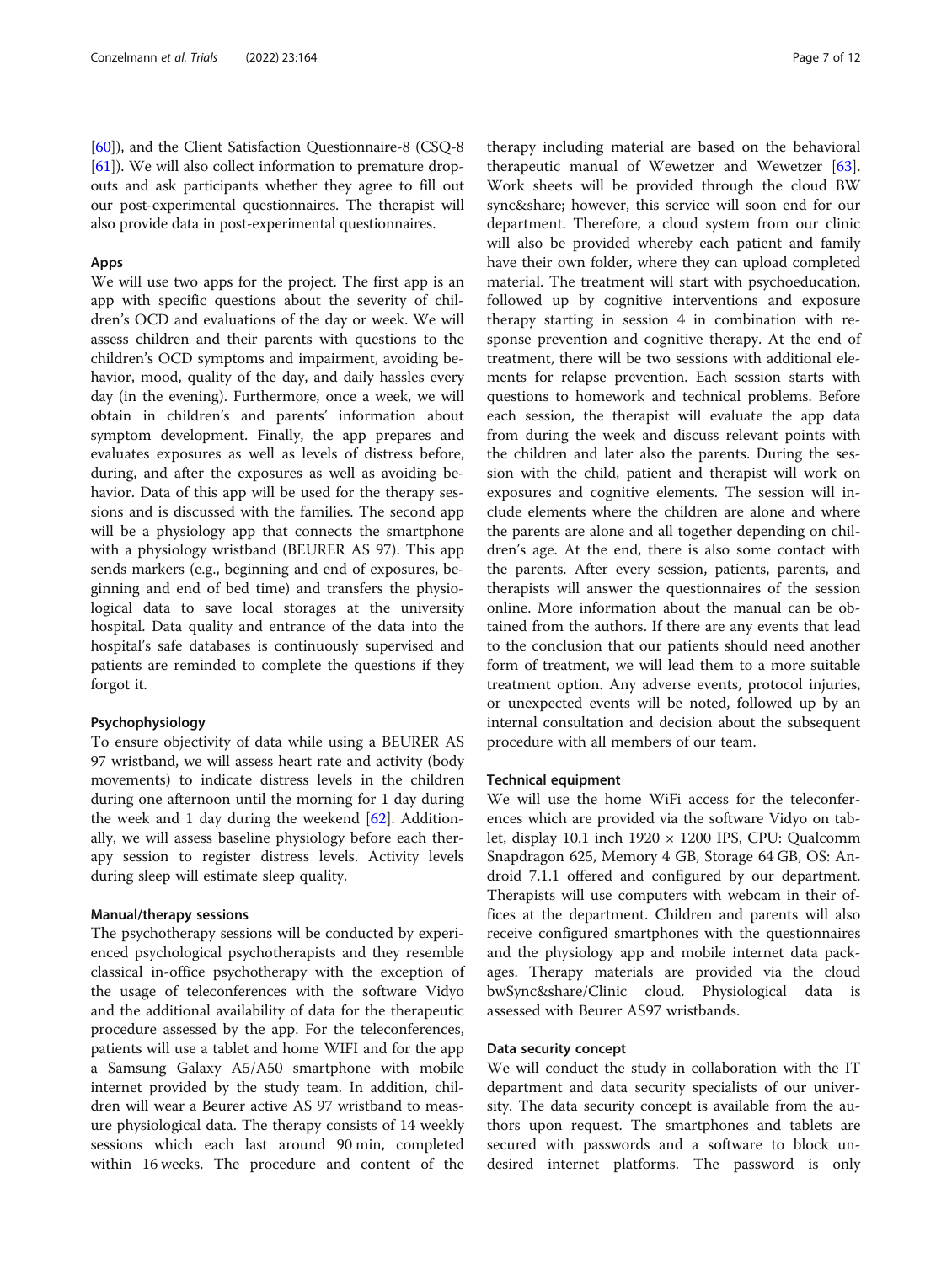[60]), and the Client Satisfaction Questionnaire-8 (CSQ-8 [61]). We will also collect information to premature dropouts and ask participants whether they agree to fill out our post-experimental questionnaires. The therapist will also provide data in post-experimental questionnaires.

### Apps

We will use two apps for the project. The first app is an app with specific questions about the severity of children's OCD and evaluations of the day or week. We will assess children and their parents with questions to the children's OCD symptoms and impairment, avoiding behavior, mood, quality of the day, and daily hassles every day (in the evening). Furthermore, once a week, we will obtain in children's and parents' information about symptom development. Finally, the app prepares and evaluates exposures as well as levels of distress before, during, and after the exposures as well as avoiding behavior. Data of this app will be used for the therapy sessions and is discussed with the families. The second app will be a physiology app that connects the smartphone with a physiology wristband (BEURER AS 97). This app sends markers (e.g., beginning and end of exposures, beginning and end of bed time) and transfers the physiological data to save local storages at the university hospital. Data quality and entrance of the data into the hospital's safe databases is continuously supervised and patients are reminded to complete the questions if they forgot it.

### Psychophysiology

To ensure objectivity of data while using a BEURER AS 97 wristband, we will assess heart rate and activity (body movements) to indicate distress levels in the children during one afternoon until the morning for 1 day during the week and 1 day during the weekend [62]. Additionally, we will assess baseline physiology before each therapy session to register distress levels. Activity levels during sleep will estimate sleep quality.

### Manual/therapy sessions

The psychotherapy sessions will be conducted by experienced psychological psychotherapists and they resemble classical in-office psychotherapy with the exception of the usage of teleconferences with the software Vidyo and the additional availability of data for the therapeutic procedure assessed by the app. For the teleconferences, patients will use a tablet and home WIFI and for the app a Samsung Galaxy A5/A50 smartphone with mobile internet provided by the study team. In addition, children will wear a Beurer active AS 97 wristband to measure physiological data. The therapy consists of 14 weekly sessions which each last around 90 min, completed within 16 weeks. The procedure and content of the therapy including material are based on the behavioral therapeutic manual of Wewetzer and Wewetzer [63]. Work sheets will be provided through the cloud BW sync&share; however, this service will soon end for our department. Therefore, a cloud system from our clinic will also be provided whereby each patient and family have their own folder, where they can upload completed material. The treatment will start with psychoeducation, followed up by cognitive interventions and exposure therapy starting in session 4 in combination with response prevention and cognitive therapy. At the end of treatment, there will be two sessions with additional elements for relapse prevention. Each session starts with questions to homework and technical problems. Before each session, the therapist will evaluate the app data from during the week and discuss relevant points with the children and later also the parents. During the session with the child, patient and therapist will work on exposures and cognitive elements. The session will include elements where the children are alone and where the parents are alone and all together depending on children's age. At the end, there is also some contact with the parents. After every session, patients, parents, and therapists will answer the questionnaires of the session online. More information about the manual can be obtained from the authors. If there are any events that lead to the conclusion that our patients should need another form of treatment, we will lead them to a more suitable treatment option. Any adverse events, protocol injuries, or unexpected events will be noted, followed up by an internal consultation and decision about the subsequent procedure with all members of our team.

### Technical equipment

We will use the home WiFi access for the teleconferences which are provided via the software Vidyo on tablet, display 10.1 inch 1920 × 1200 IPS, CPU: Qualcomm Snapdragon 625, Memory 4 GB, Storage 64 GB, OS: Android 7.1.1 offered and configured by our department. Therapists will use computers with webcam in their offices at the department. Children and parents will also receive configured smartphones with the questionnaires and the physiology app and mobile internet data packages. Therapy materials are provided via the cloud bwSync&share/Clinic cloud. Physiological data is assessed with Beurer AS97 wristbands.

### Data security concept

We will conduct the study in collaboration with the IT department and data security specialists of our university. The data security concept is available from the authors upon request. The smartphones and tablets are secured with passwords and a software to block undesired internet platforms. The password is only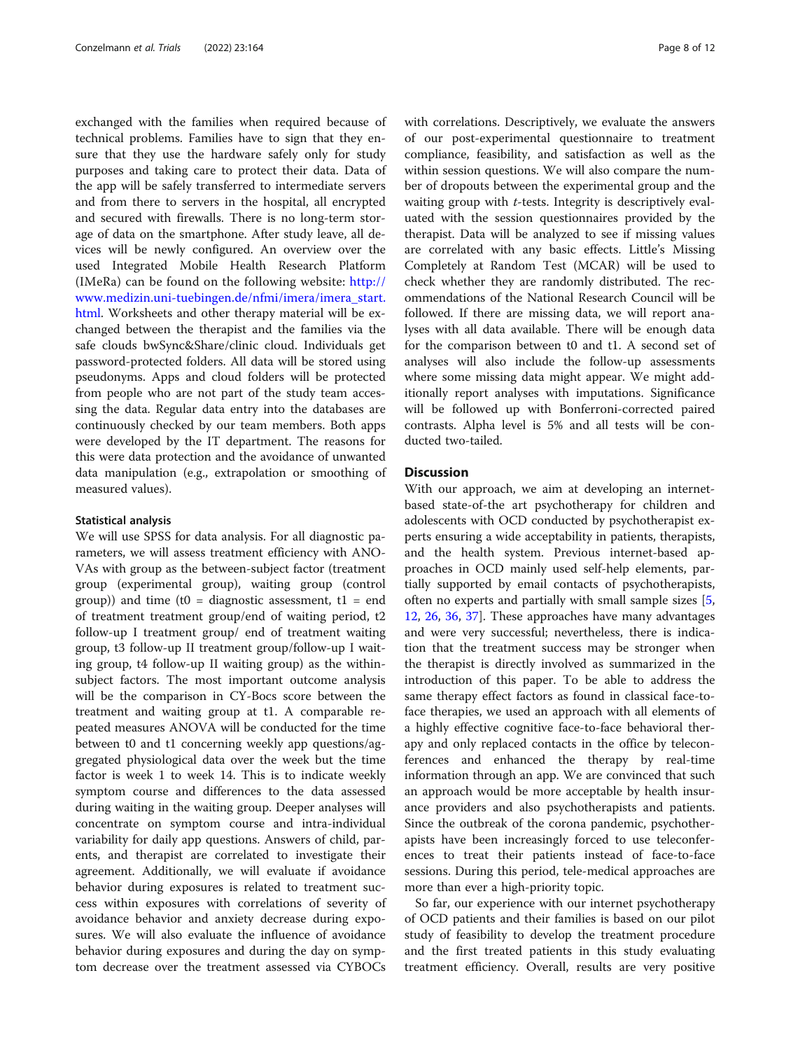exchanged with the families when required because of technical problems. Families have to sign that they ensure that they use the hardware safely only for study purposes and taking care to protect their data. Data of the app will be safely transferred to intermediate servers and from there to servers in the hospital, all encrypted and secured with firewalls. There is no long-term storage of data on the smartphone. After study leave, all devices will be newly configured. An overview over the used Integrated Mobile Health Research Platform (IMeRa) can be found on the following website: http://www.medizin.uni-tuebingen.de/nfmi/imera/imera_start.html. Worksheets and other therapy material will be exchanged between the therapist and the families via the safe clouds bwSync&Share/clinic cloud. Individuals get password-protected folders. All data will be stored using pseudonyms. Apps and cloud folders will be protected from people who are not part of the study team accessing the data. Regular data entry into the databases are continuously checked by our team members. Both apps were developed by the IT department. The reasons for this were data protection and the avoidance of unwanted data manipulation (e.g., extrapolation or smoothing of measured values).

### Statistical analysis

We will use SPSS for data analysis. For all diagnostic parameters, we will assess treatment efficiency with ANOVAs with group as the between-subject factor (treatment group (experimental group), waiting group (control group)) and time (t0 = diagnostic assessment, t1 = end of treatment treatment group/end of waiting period, t2 follow-up I treatment group/ end of treatment waiting group, t3 follow-up II treatment group/follow-up I waiting group, t4 follow-up II waiting group) as the within-subject factors. The most important outcome analysis will be the comparison in CY-Bocs score between the treatment and waiting group at t1. A comparable repeated measures ANOVA will be conducted for the time between t0 and t1 concerning weekly app questions/aggregated physiological data over the week but the time factor is week 1 to week 14. This is to indicate weekly symptom course and differences to the data assessed during waiting in the waiting group. Deeper analyses will concentrate on symptom course and intra-individual variability for daily app questions. Answers of child, parents, and therapist are correlated to investigate their agreement. Additionally, we will evaluate if avoidance behavior during exposures is related to treatment success within exposures with correlations of severity of avoidance behavior and anxiety decrease during exposures. We will also evaluate the influence of avoidance behavior during exposures and during the day on symptom decrease over the treatment assessed via CYBOCs with correlations. Descriptively, we evaluate the answers of our post-experimental questionnaire to treatment compliance, feasibility, and satisfaction as well as the within session questions. We will also compare the number of dropouts between the experimental group and the waiting group with *t*-tests. Integrity is descriptively evaluated with the session questionnaires provided by the therapist. Data will be analyzed to see if missing values are correlated with any basic effects. Little's Missing Completely at Random Test (MCAR) will be used to check whether they are randomly distributed. The recommendations of the National Research Council will be followed. If there are missing data, we will report analyses with all data available. There will be enough data for the comparison between t0 and t1. A second set of analyses will also include the follow-up assessments where some missing data might appear. We might additionally report analyses with imputations. Significance will be followed up with Bonferroni-corrected paired contrasts. Alpha level is 5% and all tests will be conducted two-tailed.

## Discussion

With our approach, we aim at developing an internet-based state-of-the art psychotherapy for children and adolescents with OCD conducted by psychotherapist experts ensuring a wide acceptability in patients, therapists, and the health system. Previous internet-based approaches in OCD mainly used self-help elements, partially supported by email contacts of psychotherapists, often no experts and partially with small sample sizes [5, 12, 26, 36, 37]. These approaches have many advantages and were very successful; nevertheless, there is indication that the treatment success may be stronger when the therapist is directly involved as summarized in the introduction of this paper. To be able to address the same therapy effect factors as found in classical face-to-face therapies, we used an approach with all elements of a highly effective cognitive face-to-face behavioral therapy and only replaced contacts in the office by teleconferences and enhanced the therapy by real-time information through an app. We are convinced that such an approach would be more acceptable by health insurance providers and also psychotherapists and patients. Since the outbreak of the corona pandemic, psychotherapists have been increasingly forced to use teleconferences to treat their patients instead of face-to-face sessions. During this period, tele-medical approaches are more than ever a high-priority topic.

So far, our experience with our internet psychotherapy of OCD patients and their families is based on our pilot study of feasibility to develop the treatment procedure and the first treated patients in this study evaluating treatment efficiency. Overall, results are very positive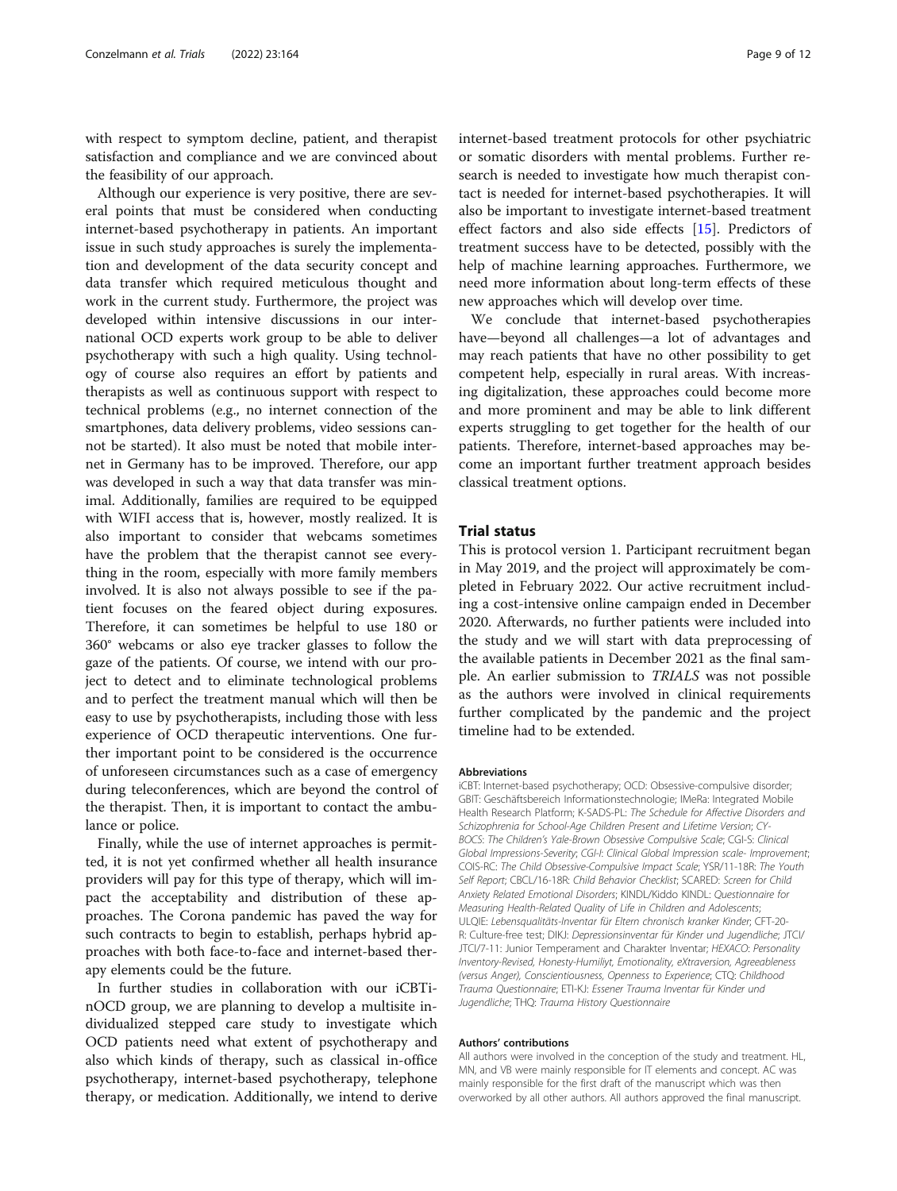with respect to symptom decline, patient, and therapist satisfaction and compliance and we are convinced about the feasibility of our approach.

Although our experience is very positive, there are several points that must be considered when conducting internet-based psychotherapy in patients. An important issue in such study approaches is surely the implementation and development of the data security concept and data transfer which required meticulous thought and work in the current study. Furthermore, the project was developed within intensive discussions in our international OCD experts work group to be able to deliver psychotherapy with such a high quality. Using technology of course also requires an effort by patients and therapists as well as continuous support with respect to technical problems (e.g., no internet connection of the smartphones, data delivery problems, video sessions cannot be started). It also must be noted that mobile internet in Germany has to be improved. Therefore, our app was developed in such a way that data transfer was minimal. Additionally, families are required to be equipped with WIFI access that is, however, mostly realized. It is also important to consider that webcams sometimes have the problem that the therapist cannot see everything in the room, especially with more family members involved. It is also not always possible to see if the patient focuses on the feared object during exposures. Therefore, it can sometimes be helpful to use 180 or 360° webcams or also eye tracker glasses to follow the gaze of the patients. Of course, we intend with our project to detect and to eliminate technological problems and to perfect the treatment manual which will then be easy to use by psychotherapists, including those with less experience of OCD therapeutic interventions. One further important point to be considered is the occurrence of unforeseen circumstances such as a case of emergency during teleconferences, which are beyond the control of the therapist. Then, it is important to contact the ambulance or police.

Finally, while the use of internet approaches is permitted, it is not yet confirmed whether all health insurance providers will pay for this type of therapy, which will impact the acceptability and distribution of these approaches. The Corona pandemic has paved the way for such contracts to begin to establish, perhaps hybrid approaches with both face-to-face and internet-based therapy elements could be the future.

In further studies in collaboration with our iCBTinOCD group, we are planning to develop a multisite individualized stepped care study to investigate which OCD patients need what extent of psychotherapy and also which kinds of therapy, such as classical in-office psychotherapy, internet-based psychotherapy, telephone therapy, or medication. Additionally, we intend to derive internet-based treatment protocols for other psychiatric or somatic disorders with mental problems. Further research is needed to investigate how much therapist contact is needed for internet-based psychotherapies. It will also be important to investigate internet-based treatment effect factors and also side effects [15]. Predictors of treatment success have to be detected, possibly with the help of machine learning approaches. Furthermore, we need more information about long-term effects of these new approaches which will develop over time.

We conclude that internet-based psychotherapies have—beyond all challenges—a lot of advantages and may reach patients that have no other possibility to get competent help, especially in rural areas. With increasing digitalization, these approaches could become more and more prominent and may be able to link different experts struggling to get together for the health of our patients. Therefore, internet-based approaches may become an important further treatment approach besides classical treatment options.

## Trial status

This is protocol version 1. Participant recruitment began in May 2019, and the project will approximately be completed in February 2022. Our active recruitment including a cost-intensive online campaign ended in December 2020. Afterwards, no further patients were included into the study and we will start with data preprocessing of the available patients in December 2021 as the final sample. An earlier submission to *TRIALS* was not possible as the authors were involved in clinical requirements further complicated by the pandemic and the project timeline had to be extended.

#### Abbreviations

iCBT: Internet-based psychotherapy; OCD: Obsessive-compulsive disorder; GBIT: Geschäftsbereich Informationstechnologie; IMeRa: Integrated Mobile Health Research Platform; K-SADS-PL: *The Schedule for Affective Disorders and Schizophrenia for School-Age Children Present and Lifetime Version*; CY-BOCS: *The Children's Yale-Brown Obsessive Compulsive Scale*; CGI-S: *Clinical Global Impressions-Severity*; *CGI-I: Clinical Global Impression scale- Improvement*; COIS-RC: *The Child Obsessive-Compulsive Impact Scale*; YSR/11-18R: *The Youth Self Report*; CBCL/16-18R: *Child Behavior Checklist*; SCARED: *Screen for Child Anxiety Related Emotional Disorders*; KINDL/Kiddo KINDL: *Questionnaire for Measuring Health-Related Quality of Life in Children and Adolescents*; ULQIE: *Lebensqualitäts-Inventar für Eltern chronisch kranker Kinder*; CFT-20-R: Culture-free test; DIKJ: *Depressionsinventar für Kinder und Jugendliche*; JTCI/JTCI/7-11: Junior Temperament and Charakter Inventar; *HEXACO*: *Personality Inventory-Revised, Honesty-Humiliyt, Emotionality, eXtraversion, Agreeableness (versus Anger), Conscientiousness, Openness to Experience*; CTQ: *Childhood Trauma Questionnaire*; ETI-KJ: *Essener Trauma Inventar für Kinder und Jugendliche*; THQ: *Trauma History Questionnaire*

#### Authors' contributions

All authors were involved in the conception of the study and treatment. HL, MN, and VB were mainly responsible for IT elements and concept. AC was mainly responsible for the first draft of the manuscript which was then overworked by all other authors. All authors approved the final manuscript.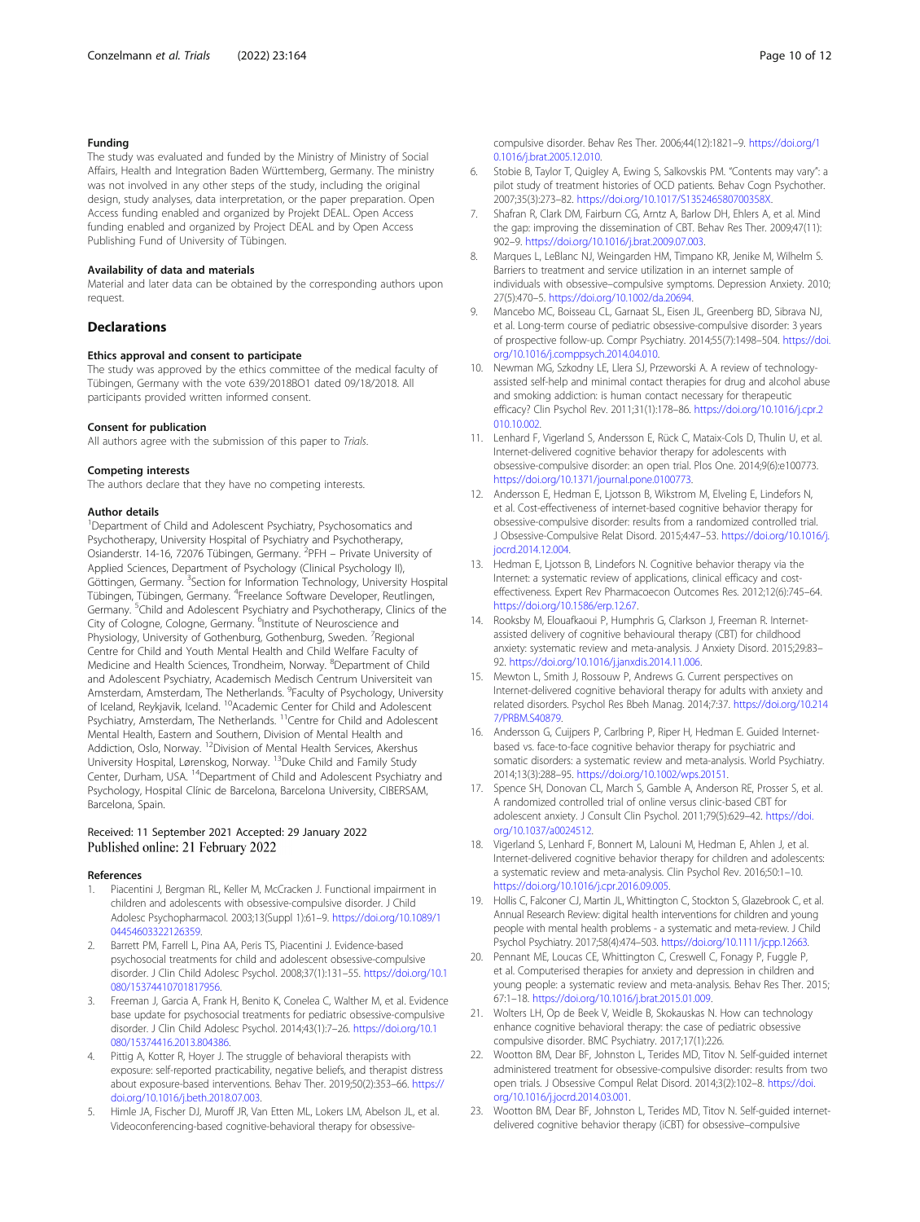### Funding

The study was evaluated and funded by the Ministry of Ministry of Social Affairs, Health and Integration Baden Württemberg, Germany. The ministry was not involved in any other steps of the study, including the original design, study analyses, data interpretation, or the paper preparation. Open Access funding enabled and organized by Projekt DEAL. Open Access funding enabled and organized by Project DEAL and by Open Access Publishing Fund of University of Tübingen.

### Availability of data and materials

Material and later data can be obtained by the corresponding authors upon request.

## Declarations

### Ethics approval and consent to participate

The study was approved by the ethics committee of the medical faculty of Tübingen, Germany with the vote 639/2018BO1 dated 09/18/2018. All participants provided written informed consent.

### Consent for publication

All authors agree with the submission of this paper to *Trials*.

### Competing interests

The authors declare that they have no competing interests.

### Author details

[1]Department of Child and Adolescent Psychiatry, Psychosomatics and Psychotherapy, University Hospital of Psychiatry and Psychotherapy, Osianderstr. 14-16, 72076 Tübingen, Germany. [2]PFH – Private University of Applied Sciences, Department of Psychology (Clinical Psychology II), Göttingen, Germany. [3]Section for Information Technology, University Hospital Tübingen, Tübingen, Germany. [4]Freelance Software Developer, Reutlingen, Germany. [5]Child and Adolescent Psychiatry and Psychotherapy, Clinics of the City of Cologne, Cologne, Germany. [6]Institute of Neuroscience and Physiology, University of Gothenburg, Gothenburg, Sweden. [7]Regional Centre for Child and Youth Mental Health and Child Welfare Faculty of Medicine and Health Sciences, Trondheim, Norway. [8]Department of Child and Adolescent Psychiatry, Academisch Medisch Centrum Universiteit van Amsterdam, Amsterdam, The Netherlands. [9]Faculty of Psychology, University of Iceland, Reykjavik, Iceland. [10]Academic Center for Child and Adolescent Psychiatry, Amsterdam, The Netherlands. [11]Centre for Child and Adolescent Mental Health, Eastern and Southern, Division of Mental Health and Addiction, Oslo, Norway. [12]Division of Mental Health Services, Akershus University Hospital, Lørenskog, Norway. [13]Duke Child and Family Study Center, Durham, USA. [14]Department of Child and Adolescent Psychiatry and Psychology, Hospital Clínic de Barcelona, Barcelona University, CIBERSAM, Barcelona, Spain.

Received: 11 September 2021 Accepted: 29 January 2022
Published online: 21 February 2022

### References

1. Piacentini J, Bergman RL, Keller M, McCracken J. Functional impairment in children and adolescents with obsessive-compulsive disorder. J Child Adolesc Psychopharmacol. 2003;13(Suppl 1):61–9. https://doi.org/10.1089/104454603322126359.
2. Barrett PM, Farrell L, Pina AA, Peris TS, Piacentini J. Evidence-based psychosocial treatments for child and adolescent obsessive-compulsive disorder. J Clin Child Adolesc Psychol. 2008;37(1):131–55. https://doi.org/10.1080/15374410701817956.
3. Freeman J, Garcia A, Frank H, Benito K, Conelea C, Walther M, et al. Evidence base update for psychosocial treatments for pediatric obsessive-compulsive disorder. J Clin Child Adolesc Psychol. 2014;43(1):7–26. https://doi.org/10.1080/15374416.2013.804386.
4. Pittig A, Kotter R, Hoyer J. The struggle of behavioral therapists with exposure: self-reported practicability, negative beliefs, and therapist distress about exposure-based interventions. Behav Ther. 2019;50(2):353–66. https://doi.org/10.1016/j.beth.2018.07.003.
5. Himle JA, Fischer DJ, Muroff JR, Van Etten ML, Lokers LM, Abelson JL, et al. Videoconferencing-based cognitive-behavioral therapy for obsessive-compulsive disorder. Behav Res Ther. 2006;44(12):1821–9. https://doi.org/10.1016/j.brat.2005.12.010.
6. Stobie B, Taylor T, Quigley A, Ewing S, Salkovskis PM. "Contents may vary": a pilot study of treatment histories of OCD patients. Behav Cogn Psychother. 2007;35(3):273–82. https://doi.org/10.1017/S135246580700358X.
7. Shafran R, Clark DM, Fairburn CG, Arntz A, Barlow DH, Ehlers A, et al. Mind the gap: improving the dissemination of CBT. Behav Res Ther. 2009;47(11):902–9. https://doi.org/10.1016/j.brat.2009.07.003.
8. Marques L, LeBlanc NJ, Weingarden HM, Timpano KR, Jenike M, Wilhelm S. Barriers to treatment and service utilization in an internet sample of individuals with obsessive–compulsive symptoms. Depression Anxiety. 2010;27(5):470–5. https://doi.org/10.1002/da.20694.
9. Mancebo MC, Boisseau CL, Garnaat SL, Eisen JL, Greenberg BD, Sibrava NJ, et al. Long-term course of pediatric obsessive-compulsive disorder: 3 years of prospective follow-up. Compr Psychiatry. 2014;55(7):1498–504. https://doi.org/10.1016/j.comppsych.2014.04.010.
10. Newman MG, Szkodny LE, Llera SJ, Przeworski A. A review of technology-assisted self-help and minimal contact therapies for drug and alcohol abuse and smoking addiction: is human contact necessary for therapeutic efficacy? Clin Psychol Rev. 2011;31(1):178–86. https://doi.org/10.1016/j.cpr.2010.10.002.
11. Lenhard F, Vigerland S, Andersson E, Rück C, Mataix-Cols D, Thulin U, et al. Internet-delivered cognitive behavior therapy for adolescents with obsessive-compulsive disorder: an open trial. Plos One. 2014;9(6):e100773. https://doi.org/10.1371/journal.pone.0100773.
12. Andersson E, Hedman E, Ljotsson B, Wikstrom M, Elveling E, Lindefors N, et al. Cost-effectiveness of internet-based cognitive behavior therapy for obsessive-compulsive disorder: results from a randomized controlled trial. J Obsessive-Compulsive Relat Disord. 2015;4:47–53. https://doi.org/10.1016/j.jocrd.2014.12.004.
13. Hedman E, Ljotsson B, Lindefors N. Cognitive behavior therapy via the Internet: a systematic review of applications, clinical efficacy and cost-effectiveness. Expert Rev Pharmacoecon Outcomes Res. 2012;12(6):745–64. https://doi.org/10.1586/erp.12.67.
14. Rooksby M, Elouafkaoui P, Humphris G, Clarkson J, Freeman R. Internet-assisted delivery of cognitive behavioural therapy (CBT) for childhood anxiety: systematic review and meta-analysis. J Anxiety Disord. 2015;29:83–92. https://doi.org/10.1016/j.janxdis.2014.11.006.
15. Mewton L, Smith J, Rossouw P, Andrews G. Current perspectives on Internet-delivered cognitive behavioral therapy for adults with anxiety and related disorders. Psychol Res Bbeh Manag. 2014;7:37. https://doi.org/10.2147/PRBM.S40879.
16. Andersson G, Cuijpers P, Carlbring P, Riper H, Hedman E. Guided Internet-based vs. face-to-face cognitive behavior therapy for psychiatric and somatic disorders: a systematic review and meta-analysis. World Psychiatry. 2014;13(3):288–95. https://doi.org/10.1002/wps.20151.
17. Spence SH, Donovan CL, March S, Gamble A, Anderson RE, Prosser S, et al. A randomized controlled trial of online versus clinic-based CBT for adolescent anxiety. J Consult Clin Psychol. 2011;79(5):629–42. https://doi.org/10.1037/a0024512.
18. Vigerland S, Lenhard F, Bonnert M, Lalouni M, Hedman E, Ahlen J, et al. Internet-delivered cognitive behavior therapy for children and adolescents: a systematic review and meta-analysis. Clin Psychol Rev. 2016;50:1–10. https://doi.org/10.1016/j.cpr.2016.09.005.
19. Hollis C, Falconer CJ, Martin JL, Whittington C, Stockton S, Glazebrook C, et al. Annual Research Review: digital health interventions for children and young people with mental health problems - a systematic and meta-review. J Child Psychol Psychiatry. 2017;58(4):474–503. https://doi.org/10.1111/jcpp.12663.
20. Pennant ME, Loucas CE, Whittington C, Creswell C, Fonagy P, Fuggle P, et al. Computerised therapies for anxiety and depression in children and young people: a systematic review and meta-analysis. Behav Res Ther. 2015;67:1–18. https://doi.org/10.1016/j.brat.2015.01.009.
21. Wolters LH, Op de Beek V, Weidle B, Skokauskas N. How can technology enhance cognitive behavioral therapy: the case of pediatric obsessive compulsive disorder. BMC Psychiatry. 2017;17(1):226.
22. Wootton BM, Dear BF, Johnston L, Terides MD, Titov N. Self-guided internet administered treatment for obsessive-compulsive disorder: results from two open trials. J Obsessive Compul Relat Disord. 2014;3(2):102–8. https://doi.org/10.1016/j.jocrd.2014.03.001.
23. Wootton BM, Dear BF, Johnston L, Terides MD, Titov N. Self-guided internet-delivered cognitive behavior therapy (iCBT) for obsessive–compulsive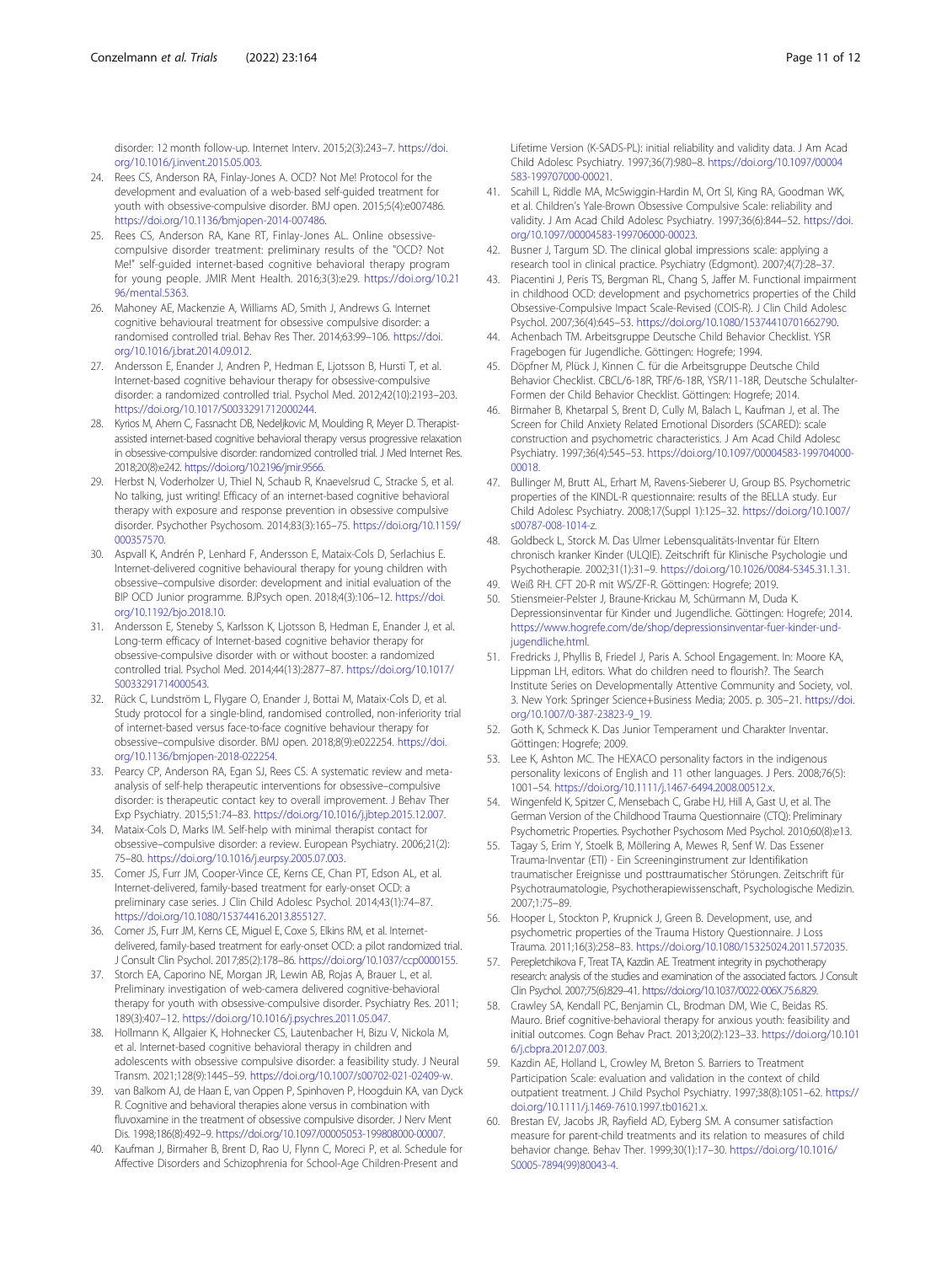disorder: 12 month follow-up. Internet Interv. 2015;2(3):243–7. https://doi.org/10.1016/j.invent.2015.05.003.

24. Rees CS, Anderson RA, Finlay-Jones A. OCD? Not Me! Protocol for the development and evaluation of a web-based self-guided treatment for youth with obsessive-compulsive disorder. BMJ open. 2015;5(4):e007486. https://doi.org/10.1136/bmjopen-2014-007486.
25. Rees CS, Anderson RA, Kane RT, Finlay-Jones AL. Online obsessive-compulsive disorder treatment: preliminary results of the "OCD? Not Me!" self-guided internet-based cognitive behavioral therapy program for young people. JMIR Ment Health. 2016;3(3):e29. https://doi.org/10.2196/mental.5363.
26. Mahoney AE, Mackenzie A, Williams AD, Smith J, Andrews G. Internet cognitive behavioural treatment for obsessive compulsive disorder: a randomised controlled trial. Behav Res Ther. 2014;63:99–106. https://doi.org/10.1016/j.brat.2014.09.012.
27. Andersson E, Enander J, Andren P, Hedman E, Ljotsson B, Hursti T, et al. Internet-based cognitive behaviour therapy for obsessive-compulsive disorder: a randomized controlled trial. Psychol Med. 2012;42(10):2193–203. https://doi.org/10.1017/S0033291712000244.
28. Kyrios M, Ahern C, Fassnacht DB, Nedeljkovic M, Moulding R, Meyer D. Therapist-assisted internet-based cognitive behavioral therapy versus progressive relaxation in obsessive-compulsive disorder: randomized controlled trial. J Med Internet Res. 2018;20(8):e242. https://doi.org/10.2196/jmir.9566.
29. Herbst N, Voderholzer U, Thiel N, Schaub R, Knaevelsrud C, Stracke S, et al. No talking, just writing! Efficacy of an internet-based cognitive behavioral therapy with exposure and response prevention in obsessive compulsive disorder. Psychother Psychosom. 2014;83(3):165–75. https://doi.org/10.1159/000357570.
30. Aspvall K, Andrén P, Lenhard F, Andersson E, Mataix-Cols D, Serlachius E. Internet-delivered cognitive behavioural therapy for young children with obsessive–compulsive disorder: development and initial evaluation of the BIP OCD Junior programme. BJPsych open. 2018;4(3):106–12. https://doi.org/10.1192/bjo.2018.10.
31. Andersson E, Steneby S, Karlsson K, Ljotsson B, Hedman E, Enander J, et al. Long-term efficacy of Internet-based cognitive behavior therapy for obsessive-compulsive disorder with or without booster: a randomized controlled trial. Psychol Med. 2014;44(13):2877–87. https://doi.org/10.1017/S0033291714000543.
32. Rück C, Lundström L, Flygare O, Enander J, Bottai M, Mataix-Cols D, et al. Study protocol for a single-blind, randomised controlled, non-inferiority trial of internet-based versus face-to-face cognitive behaviour therapy for obsessive–compulsive disorder. BMJ open. 2018;8(9):e022254. https://doi.org/10.1136/bmjopen-2018-022254.
33. Pearcy CP, Anderson RA, Egan SJ, Rees CS. A systematic review and meta-analysis of self-help therapeutic interventions for obsessive–compulsive disorder: is therapeutic contact key to overall improvement. J Behav Ther Exp Psychiatry. 2015;51:74–83. https://doi.org/10.1016/j.jbtep.2015.12.007.
34. Mataix-Cols D, Marks IM. Self-help with minimal therapist contact for obsessive–compulsive disorder: a review. European Psychiatry. 2006;21(2):75–80. https://doi.org/10.1016/j.eurpsy.2005.07.003.
35. Comer JS, Furr JM, Cooper-Vince CE, Kerns CE, Chan PT, Edson AL, et al. Internet-delivered, family-based treatment for early-onset OCD: a preliminary case series. J Clin Child Adolesc Psychol. 2014;43(1):74–87. https://doi.org/10.1080/15374416.2013.855127.
36. Comer JS, Furr JM, Kerns CE, Miguel E, Coxe S, Elkins RM, et al. Internet-delivered, family-based treatment for early-onset OCD: a pilot randomized trial. J Consult Clin Psychol. 2017;85(2):178–86. https://doi.org/10.1037/ccp0000155.
37. Storch EA, Caporino NE, Morgan JR, Lewin AB, Rojas A, Brauer L, et al. Preliminary investigation of web-camera delivered cognitive-behavioral therapy for youth with obsessive-compulsive disorder. Psychiatry Res. 2011;189(3):407–12. https://doi.org/10.1016/j.psychres.2011.05.047.
38. Hollmann K, Allgaier K, Hohnecker CS, Lautenbacher H, Bizu V, Nickola M, et al. Internet-based cognitive behavioral therapy in children and adolescents with obsessive compulsive disorder: a feasibility study. J Neural Transm. 2021;128(9):1445–59. https://doi.org/10.1007/s00702-021-02409-w.
39. van Balkom AJ, de Haan E, van Oppen P, Spinhoven P, Hoogduin KA, van Dyck R. Cognitive and behavioral therapies alone versus in combination with fluvoxamine in the treatment of obsessive compulsive disorder. J Nerv Ment Dis. 1998;186(8):492–9. https://doi.org/10.1097/00005053-199808000-00007.
40. Kaufman J, Birmaher B, Brent D, Rao U, Flynn C, Moreci P, et al. Schedule for Affective Disorders and Schizophrenia for School-Age Children-Present and Lifetime Version (K-SADS-PL): initial reliability and validity data. J Am Acad Child Adolesc Psychiatry. 1997;36(7):980–8. https://doi.org/10.1097/00004583-199707000-00021.
41. Scahill L, Riddle MA, McSwiggin-Hardin M, Ort SI, King RA, Goodman WK, et al. Children's Yale-Brown Obsessive Compulsive Scale: reliability and validity. J Am Acad Child Adolesc Psychiatry. 1997;36(6):844–52. https://doi.org/10.1097/00004583-199706000-00023.
42. Busner J, Targum SD. The clinical global impressions scale: applying a research tool in clinical practice. Psychiatry (Edgmont). 2007;4(7):28–37.
43. Piacentini J, Peris TS, Bergman RL, Chang S, Jaffer M. Functional impairment in childhood OCD: development and psychometrics properties of the Child Obsessive-Compulsive Impact Scale-Revised (COIS-R). J Clin Child Adolesc Psychol. 2007;36(4):645–53. https://doi.org/10.1080/15374410701662790.
44. Achenbach TM. Arbeitsgruppe Deutsche Child Behavior Checklist. YSR Fragebogen für Jugendliche. Göttingen: Hogrefe; 1994.
45. Döpfner M, Plück J, Kinnen C. für die Arbeitsgruppe Deutsche Child Behavior Checklist. CBCL/6-18R, TRF/6-18R, YSR/11-18R, Deutsche Schulalter-Formen der Child Behavior Checklist. Göttingen: Hogrefe; 2014.
46. Birmaher B, Khetarpal S, Brent D, Cully M, Balach L, Kaufman J, et al. The Screen for Child Anxiety Related Emotional Disorders (SCARED): scale construction and psychometric characteristics. J Am Acad Child Adolesc Psychiatry. 1997;36(4):545–53. https://doi.org/10.1097/00004583-199704000-00018.
47. Bullinger M, Brutt AL, Erhart M, Ravens-Sieberer U, Group BS. Psychometric properties of the KINDL-R questionnaire: results of the BELLA study. Eur Child Adolesc Psychiatry. 2008;17(Suppl 1):125–32. https://doi.org/10.1007/s00787-008-1014-z.
48. Goldbeck L, Storck M. Das Ulmer Lebensqualitäts-Inventar für Eltern chronisch kranker Kinder (ULQIE). Zeitschrift für Klinische Psychologie und Psychotherapie. 2002;31(1):31–9. https://doi.org/10.1026/0084-5345.31.1.31.
49. Weiß RH. CFT 20-R mit WS/ZF-R. Göttingen: Hogrefe; 2019.
50. Stiensmeier-Pelster J, Braune-Krickau M, Schürmann M, Duda K. Depressionsinventar für Kinder und Jugendliche. Göttingen: Hogrefe; 2014. https://www.hogrefe.com/de/shop/depressionsinventar-fuer-kinder-und-jugendliche.html.
51. Fredricks J, Phyllis B, Friedel J, Paris A. School Engagement. In: Moore KA, Lippman LH, editors. What do children need to flourish?. The Search Institute Series on Developmentally Attentive Community and Society, vol. 3. New York: Springer Science+Business Media; 2005. p. 305–21. https://doi.org/10.1007/0-387-23823-9_19.
52. Goth K, Schmeck K. Das Junior Temperament und Charakter Inventar. Göttingen: Hogrefe; 2009.
53. Lee K, Ashton MC. The HEXACO personality factors in the indigenous personality lexicons of English and 11 other languages. J Pers. 2008;76(5):1001–54. https://doi.org/10.1111/j.1467-6494.2008.00512.x.
54. Wingenfeld K, Spitzer C, Mensebach C, Grabe HJ, Hill A, Gast U, et al. The German Version of the Childhood Trauma Questionnaire (CTQ): Preliminary Psychometric Properties. Psychother Psychosom Med Psychol. 2010;60(8):e13.
55. Tagay S, Erim Y, Stoelk B, Möllering A, Mewes R, Senf W. Das Essener Trauma-Inventar (ETI) - Ein Screeninginstrument zur Identifikation traumatischer Ereignisse und posttraumatischer Störungen. Zeitschrift für Psychotraumatologie, Psychotherapiewissenschaft, Psychologische Medizin. 2007;1:75–89.
56. Hooper L, Stockton P, Krupnick J, Green B. Development, use, and psychometric properties of the Trauma History Questionnaire. J Loss Trauma. 2011;16(3):258–83. https://doi.org/10.1080/15325024.2011.572035.
57. Perepletchikova F, Treat TA, Kazdin AE. Treatment integrity in psychotherapy research: analysis of the studies and examination of the associated factors. J Consult Clin Psychol. 2007;75(6):829–41. https://doi.org/10.1037/0022-006X.75.6.829.
58. Crawley SA, Kendall PC, Benjamin CL, Brodman DM, Wie C, Beidas RS. Mauro. Brief cognitive-behavioral therapy for anxious youth: feasibility and initial outcomes. Cogn Behav Pract. 2013;20(2):123–33. https://doi.org/10.1016/j.cbpra.2012.07.003.
59. Kazdin AE, Holland L, Crowley M, Breton S. Barriers to Treatment Participation Scale: evaluation and validation in the context of child outpatient treatment. J Child Psychol Psychiatry. 1997;38(8):1051–62. https://doi.org/10.1111/j.1469-7610.1997.tb01621.x.
60. Brestan EV, Jacobs JR, Rayfield AD, Eyberg SM. A consumer satisfaction measure for parent-child treatments and its relation to measures of child behavior change. Behav Ther. 1999;30(1):17–30. https://doi.org/10.1016/S0005-7894(99)80043-4.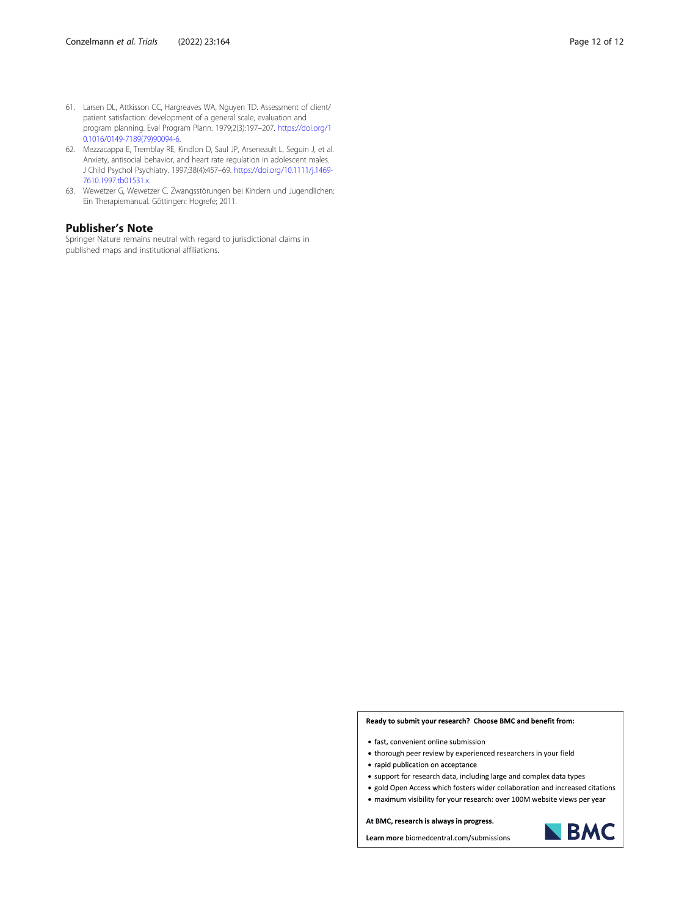61. Larsen DL, Attkisson CC, Hargreaves WA, Nguyen TD. Assessment of client/patient satisfaction: development of a general scale, evaluation and program planning. Eval Program Plann. 1979;2(3):197–207. https://doi.org/10.1016/0149-7189(79)90094-6.
62. Mezzacappa E, Tremblay RE, Kindlon D, Saul JP, Arseneault L, Seguin J, et al. Anxiety, antisocial behavior, and heart rate regulation in adolescent males. J Child Psychol Psychiatry. 1997;38(4):457–69. https://doi.org/10.1111/j.1469-7610.1997.tb01531.x.
63. Wewetzer G, Wewetzer C. Zwangsstörungen bei Kindern und Jugendlichen: Ein Therapiemanual. Göttingen: Hogrefe; 2011.

## Publisher's Note

Springer Nature remains neutral with regard to jurisdictional claims in published maps and institutional affiliations.

**Ready to submit your research? Choose BMC and benefit from:**

- fast, convenient online submission
- thorough peer review by experienced researchers in your field
- rapid publication on acceptance
- support for research data, including large and complex data types
- gold Open Access which fosters wider collaboration and increased citations
- maximum visibility for your research: over 100M website views per year

**At BMC, research is always in progress.**

**Learn more** biomedcentral.com/submissions

BMC